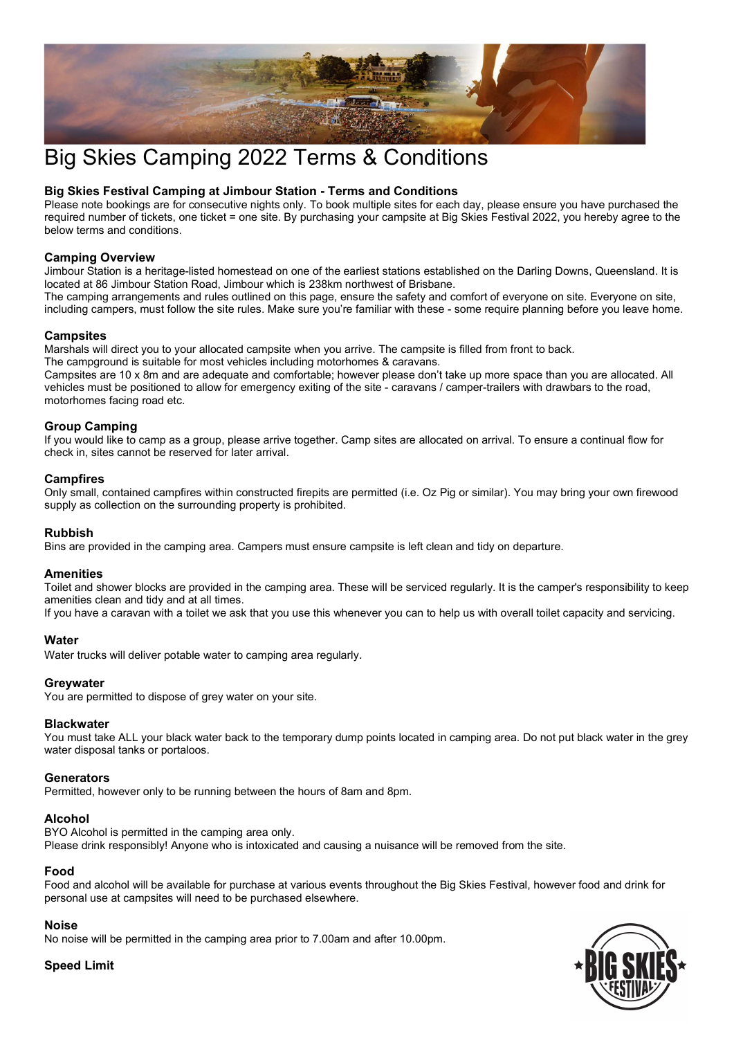# Big Skies Camping 2022 Terms & Conditions

### Big Skies Festival Camping at Jimbour Station - Terms and Conditions

Please note bookings are for consecutive nights only. To book multiple sites for each day, please ensure you have purchased the required number of tickets, one ticket = one site. By purchasing your campsite at Big Skies Festival 2022, you hereby agree to the below terms and conditions.

### Camping Overview

Jimbour Station is a heritage-listed homestead on one of the earliest stations established on the Darling Downs, Queensland. It is located at 86 Jimbour Station Road, Jimbour which is 238km northwest of Brisbane.
The camping arrangements and rules outlined on this page, ensure the safety and comfort of everyone on site. Everyone on site, including campers, must follow the site rules. Make sure you're familiar with these - some require planning before you leave home.

### Campsites

Marshals will direct you to your allocated campsite when you arrive. The campsite is filled from front to back.
The campground is suitable for most vehicles including motorhomes & caravans.
Campsites are 10 x 8m and are adequate and comfortable; however please don't take up more space than you are allocated. All vehicles must be positioned to allow for emergency exiting of the site - caravans / camper-trailers with drawbars to the road, motorhomes facing road etc.

### Group Camping

If you would like to camp as a group, please arrive together. Camp sites are allocated on arrival. To ensure a continual flow for check in, sites cannot be reserved for later arrival.

### Campfires

Only small, contained campfires within constructed firepits are permitted (i.e. Oz Pig or similar). You may bring your own firewood supply as collection on the surrounding property is prohibited.

### Rubbish

Bins are provided in the camping area. Campers must ensure campsite is left clean and tidy on departure.

### Amenities

Toilet and shower blocks are provided in the camping area. These will be serviced regularly. It is the camper's responsibility to keep amenities clean and tidy and at all times.
If you have a caravan with a toilet we ask that you use this whenever you can to help us with overall toilet capacity and servicing.

### Water

Water trucks will deliver potable water to camping area regularly.

### Greywater

You are permitted to dispose of grey water on your site.

### Blackwater

You must take ALL your black water back to the temporary dump points located in camping area. Do not put black water in the grey water disposal tanks or portaloos.

### Generators

Permitted, however only to be running between the hours of 8am and 8pm.

### Alcohol

BYO Alcohol is permitted in the camping area only.
Please drink responsibly! Anyone who is intoxicated and causing a nuisance will be removed from the site.

### Food

Food and alcohol will be available for purchase at various events throughout the Big Skies Festival, however food and drink for personal use at campsites will need to be purchased elsewhere.

### Noise

No noise will be permitted in the camping area prior to 7.00am and after 10.00pm.

### Speed Limit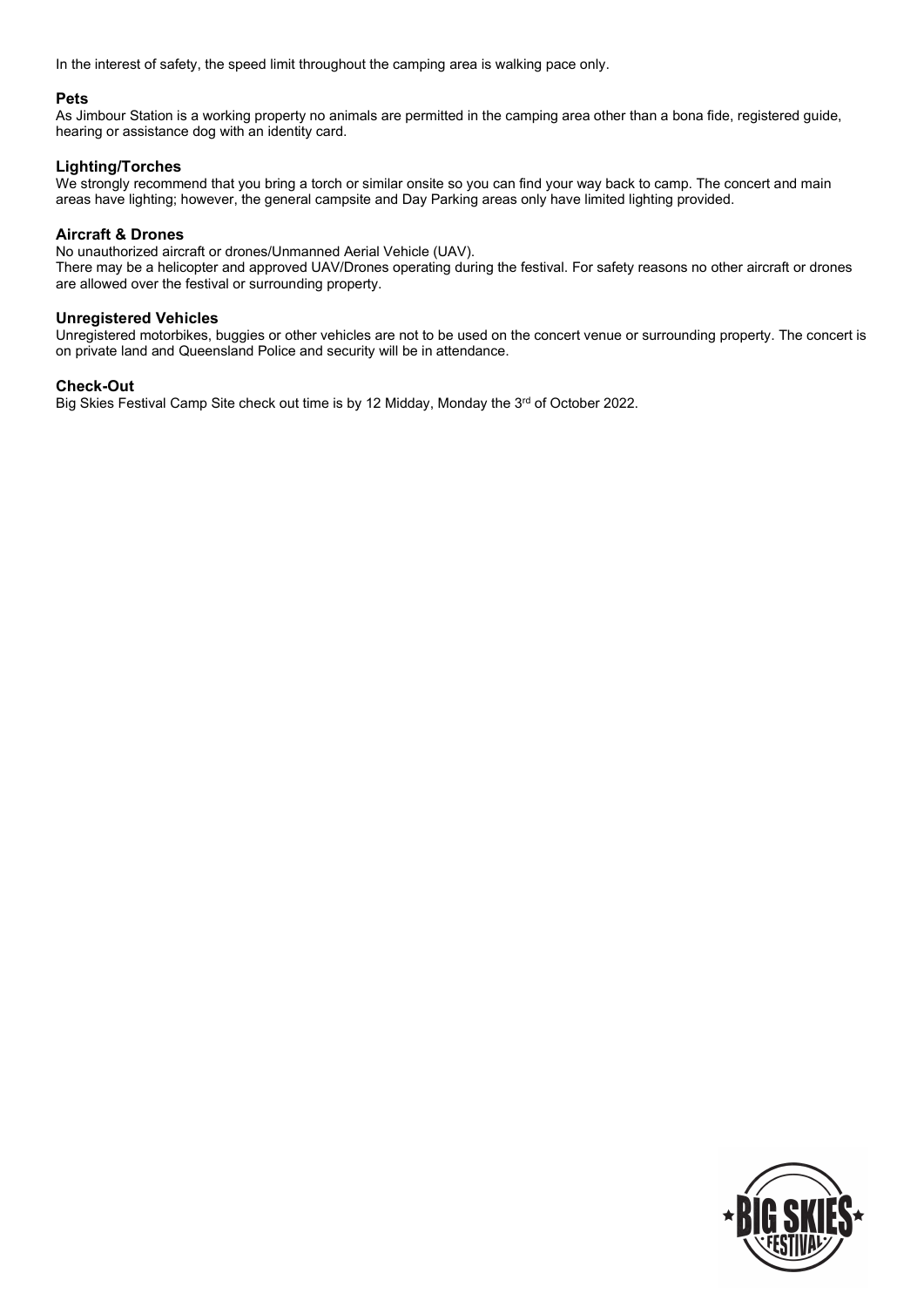In the interest of safety, the speed limit throughout the camping area is walking pace only.

### Pets

As Jimbour Station is a working property no animals are permitted in the camping area other than a bona fide, registered guide, hearing or assistance dog with an identity card.

### Lighting/Torches

We strongly recommend that you bring a torch or similar onsite so you can find your way back to camp. The concert and main areas have lighting; however, the general campsite and Day Parking areas only have limited lighting provided.

### Aircraft & Drones

No unauthorized aircraft or drones/Unmanned Aerial Vehicle (UAV).
There may be a helicopter and approved UAV/Drones operating during the festival. For safety reasons no other aircraft or drones are allowed over the festival or surrounding property.

### Unregistered Vehicles

Unregistered motorbikes, buggies or other vehicles are not to be used on the concert venue or surrounding property. The concert is on private land and Queensland Police and security will be in attendance.

### Check-Out

Big Skies Festival Camp Site check out time is by 12 Midday, Monday the 3rd of October 2022.